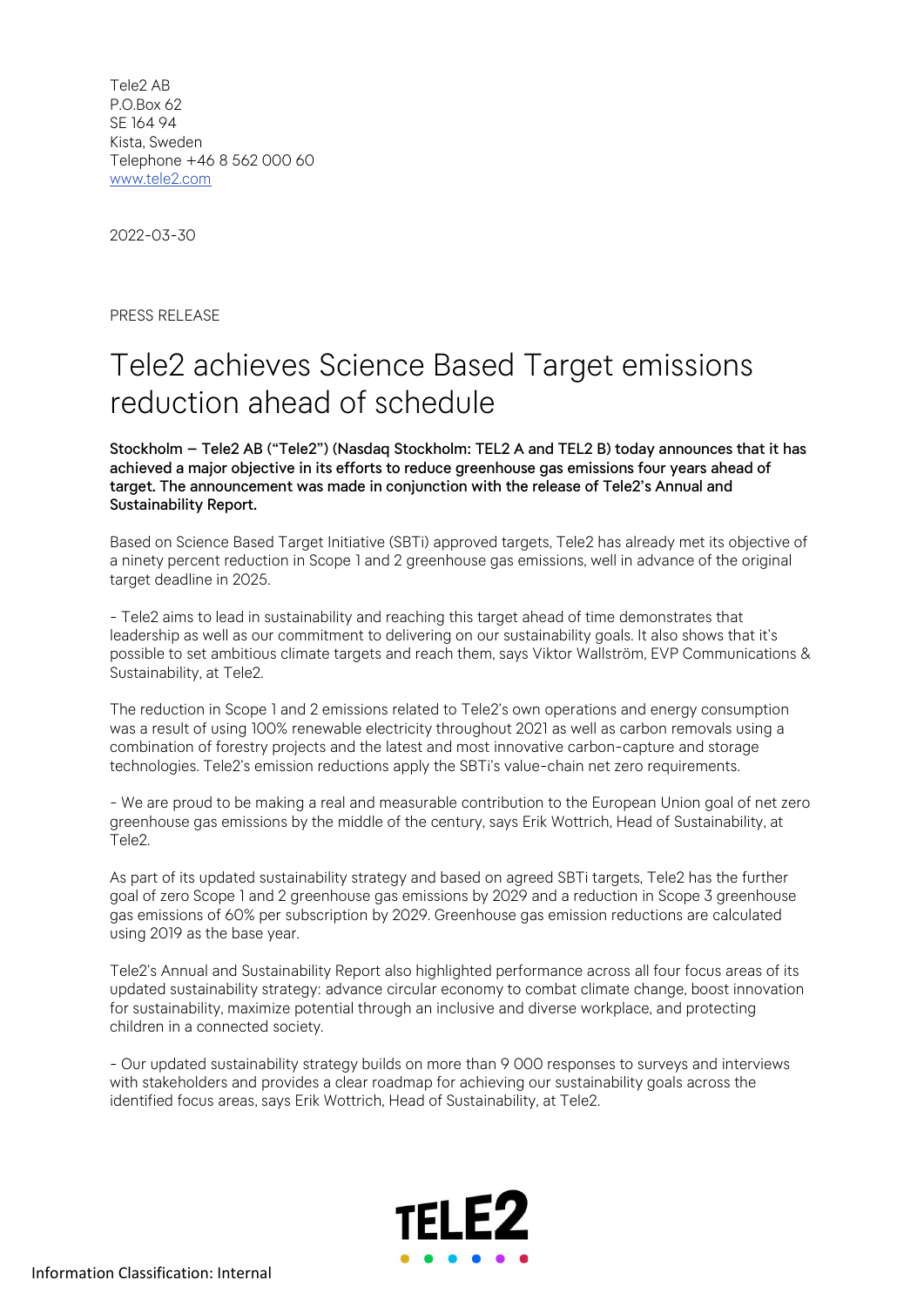Tele2 AB
P.O.Box 62
SE 164 94
Kista, Sweden
Telephone +46 8 562 000 60
www.tele2.com

2022-03-30

PRESS RELEASE

# Tele2 achieves Science Based Target emissions reduction ahead of schedule

**Stockholm – Tele2 AB ("Tele2") (Nasdaq Stockholm: TEL2 A and TEL2 B) today announces that it has achieved a major objective in its efforts to reduce greenhouse gas emissions four years ahead of target. The announcement was made in conjunction with the release of Tele2's Annual and Sustainability Report.**

Based on Science Based Target Initiative (SBTi) approved targets, Tele2 has already met its objective of a ninety percent reduction in Scope 1 and 2 greenhouse gas emissions, well in advance of the original target deadline in 2025.

- Tele2 aims to lead in sustainability and reaching this target ahead of time demonstrates that leadership as well as our commitment to delivering on our sustainability goals. It also shows that it's possible to set ambitious climate targets and reach them, says Viktor Wallström, EVP Communications & Sustainability, at Tele2.

The reduction in Scope 1 and 2 emissions related to Tele2's own operations and energy consumption was a result of using 100% renewable electricity throughout 2021 as well as carbon removals using a combination of forestry projects and the latest and most innovative carbon-capture and storage technologies. Tele2's emission reductions apply the SBTi's value-chain net zero requirements.

- We are proud to be making a real and measurable contribution to the European Union goal of net zero greenhouse gas emissions by the middle of the century, says Erik Wottrich, Head of Sustainability, at Tele2.

As part of its updated sustainability strategy and based on agreed SBTi targets, Tele2 has the further goal of zero Scope 1 and 2 greenhouse gas emissions by 2029 and a reduction in Scope 3 greenhouse gas emissions of 60% per subscription by 2029. Greenhouse gas emission reductions are calculated using 2019 as the base year.

Tele2's Annual and Sustainability Report also highlighted performance across all four focus areas of its updated sustainability strategy: advance circular economy to combat climate change, boost innovation for sustainability, maximize potential through an inclusive and diverse workplace, and protecting children in a connected society.

- Our updated sustainability strategy builds on more than 9 000 responses to surveys and interviews with stakeholders and provides a clear roadmap for achieving our sustainability goals across the identified focus areas, says Erik Wottrich, Head of Sustainability, at Tele2.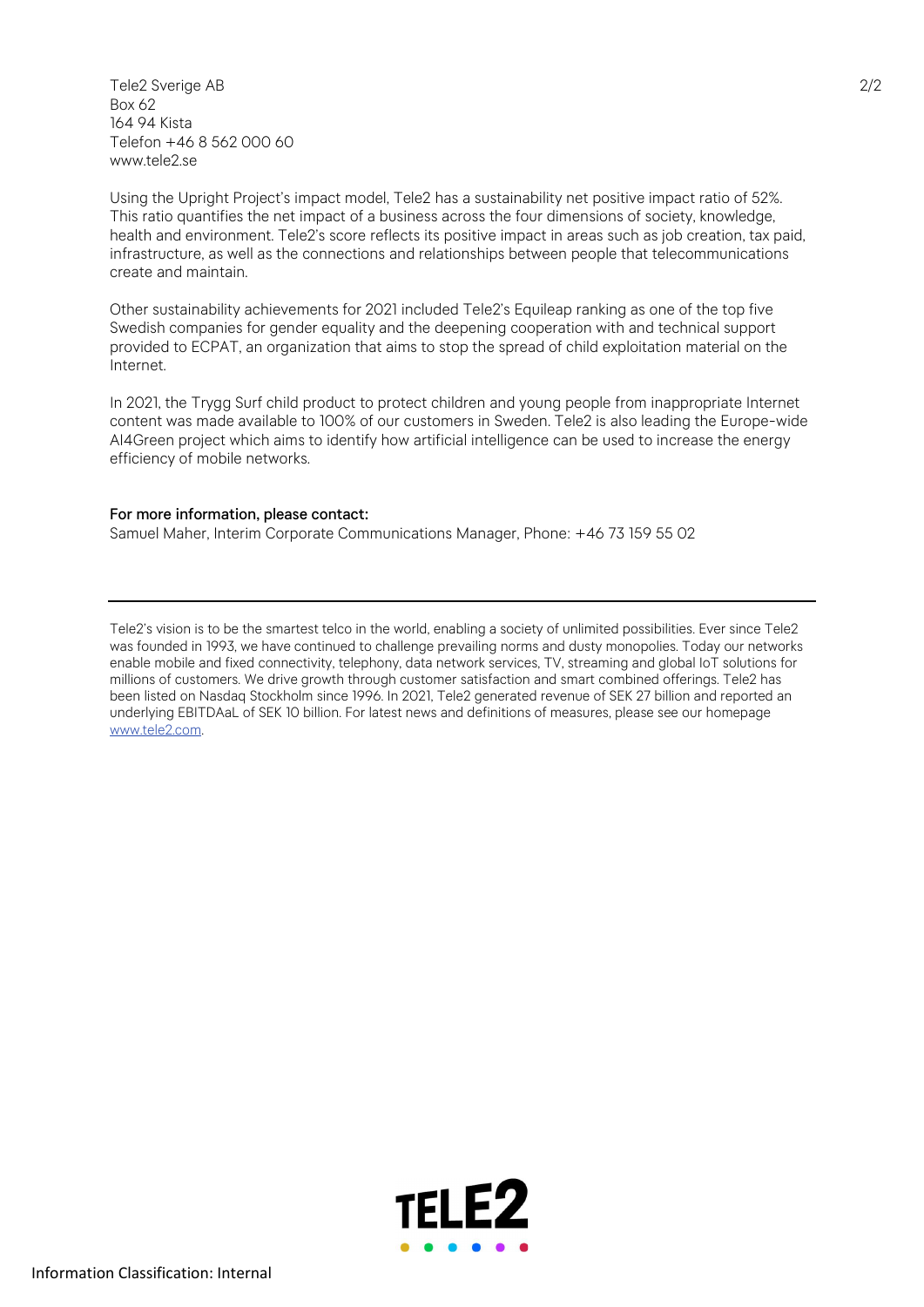Tele2 Sverige AB
Box 62
164 94 Kista
Telefon +46 8 562 000 60
www.tele2.se

Using the Upright Project's impact model, Tele2 has a sustainability net positive impact ratio of 52%. This ratio quantifies the net impact of a business across the four dimensions of society, knowledge, health and environment. Tele2's score reflects its positive impact in areas such as job creation, tax paid, infrastructure, as well as the connections and relationships between people that telecommunications create and maintain.

Other sustainability achievements for 2021 included Tele2's Equileap ranking as one of the top five Swedish companies for gender equality and the deepening cooperation with and technical support provided to ECPAT, an organization that aims to stop the spread of child exploitation material on the Internet.

In 2021, the Trygg Surf child product to protect children and young people from inappropriate Internet content was made available to 100% of our customers in Sweden. Tele2 is also leading the Europe-wide AI4Green project which aims to identify how artificial intelligence can be used to increase the energy efficiency of mobile networks.

**For more information, please contact:**
Samuel Maher, Interim Corporate Communications Manager, Phone: +46 73 159 55 02

---

Tele2's vision is to be the smartest telco in the world, enabling a society of unlimited possibilities. Ever since Tele2 was founded in 1993, we have continued to challenge prevailing norms and dusty monopolies. Today our networks enable mobile and fixed connectivity, telephony, data network services, TV, streaming and global IoT solutions for millions of customers. We drive growth through customer satisfaction and smart combined offerings. Tele2 has been listed on Nasdaq Stockholm since 1996. In 2021, Tele2 generated revenue of SEK 27 billion and reported an underlying EBITDAaL of SEK 10 billion. For latest news and definitions of measures, please see our homepage [www.tele2.com](http://www.tele2.com).

Information Classification: Internal